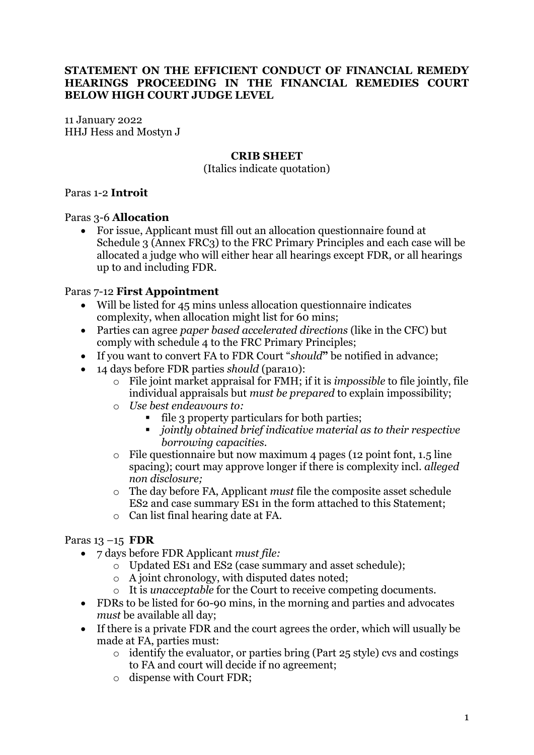**STATEMENT ON THE EFFICIENT CONDUCT OF FINANCIAL REMEDY HEARINGS PROCEEDING IN THE FINANCIAL REMEDIES COURT BELOW HIGH COURT JUDGE LEVEL**

11 January 2022
HHJ Hess and Mostyn J

**CRIB SHEET**
(Italics indicate quotation)

Paras 1-2 **Introit**

Paras 3-6 **Allocation**

- For issue, Applicant must fill out an allocation questionnaire found at Schedule 3 (Annex FRC3) to the FRC Primary Principles and each case will be allocated a judge who will either hear all hearings except FDR, or all hearings up to and including FDR.

Paras 7-12 **First Appointment**

- Will be listed for 45 mins unless allocation questionnaire indicates complexity, when allocation might list for 60 mins;
- Parties can agree *paper based accelerated directions* (like in the CFC) but comply with schedule 4 to the FRC Primary Principles;
- If you want to convert FA to FDR Court "*should*" be notified in advance;
- 14 days before FDR parties *should* (para10):
  - File joint market appraisal for FMH; if it is *impossible* to file jointly, file individual appraisals but *must be prepared* to explain impossibility;
  - *Use best endeavours to:*
    - file 3 property particulars for both parties;
    - *jointly obtained brief indicative material as to their respective borrowing capacities.*
  - File questionnaire but now maximum 4 pages (12 point font, 1.5 line spacing); court may approve longer if there is complexity incl. *alleged non disclosure;*
  - The day before FA, Applicant *must* file the composite asset schedule ES2 and case summary ES1 in the form attached to this Statement;
  - Can list final hearing date at FA.

Paras 13 –15 **FDR**

- 7 days before FDR Applicant *must file:*
  - Updated ES1 and ES2 (case summary and asset schedule);
  - A joint chronology, with disputed dates noted;
  - It is *unacceptable* for the Court to receive competing documents.
- FDRs to be listed for 60-90 mins, in the morning and parties and advocates *must* be available all day;
- If there is a private FDR and the court agrees the order, which will usually be made at FA, parties must:
  - identify the evaluator, or parties bring (Part 25 style) cvs and costings to FA and court will decide if no agreement;
  - dispense with Court FDR;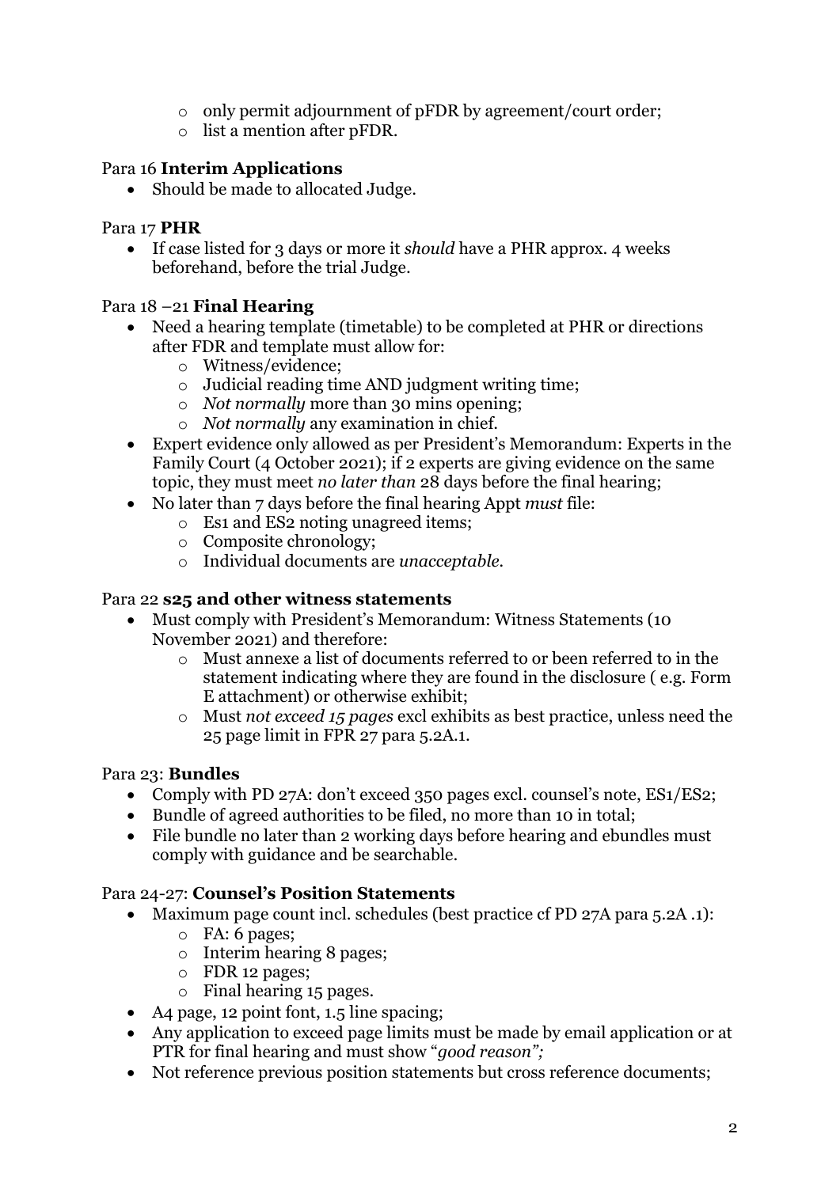- only permit adjournment of pFDR by agreement/court order;
- list a mention after pFDR.

Para 16 **Interim Applications**

- Should be made to allocated Judge.

Para 17 **PHR**

- If case listed for 3 days or more it *should* have a PHR approx. 4 weeks beforehand, before the trial Judge.

Para 18 –21 **Final Hearing**

- Need a hearing template (timetable) to be completed at PHR or directions after FDR and template must allow for:
  - Witness/evidence;
  - Judicial reading time AND judgment writing time;
  - *Not normally* more than 30 mins opening;
  - *Not normally* any examination in chief.
- Expert evidence only allowed as per President's Memorandum: Experts in the Family Court (4 October 2021); if 2 experts are giving evidence on the same topic, they must meet *no later than* 28 days before the final hearing;
- No later than 7 days before the final hearing Appt *must* file:
  - Es1 and ES2 noting unagreed items;
  - Composite chronology;
  - Individual documents are *unacceptable.*

Para 22 **s25 and other witness statements**

- Must comply with President's Memorandum: Witness Statements (10 November 2021) and therefore:
  - Must annexe a list of documents referred to or been referred to in the statement indicating where they are found in the disclosure ( e.g. Form E attachment) or otherwise exhibit;
  - Must *not exceed 15 pages* excl exhibits as best practice, unless need the 25 page limit in FPR 27 para 5.2A.1.

Para 23: **Bundles**

- Comply with PD 27A: don't exceed 350 pages excl. counsel's note, ES1/ES2;
- Bundle of agreed authorities to be filed, no more than 10 in total;
- File bundle no later than 2 working days before hearing and ebundles must comply with guidance and be searchable.

Para 24-27: **Counsel's Position Statements**

- Maximum page count incl. schedules (best practice cf PD 27A para 5.2A .1):
  - FA: 6 pages;
  - Interim hearing 8 pages;
  - FDR 12 pages;
  - Final hearing 15 pages.
- A4 page, 12 point font, 1.5 line spacing;
- Any application to exceed page limits must be made by email application or at PTR for final hearing and must show "*good reason";*
- Not reference previous position statements but cross reference documents;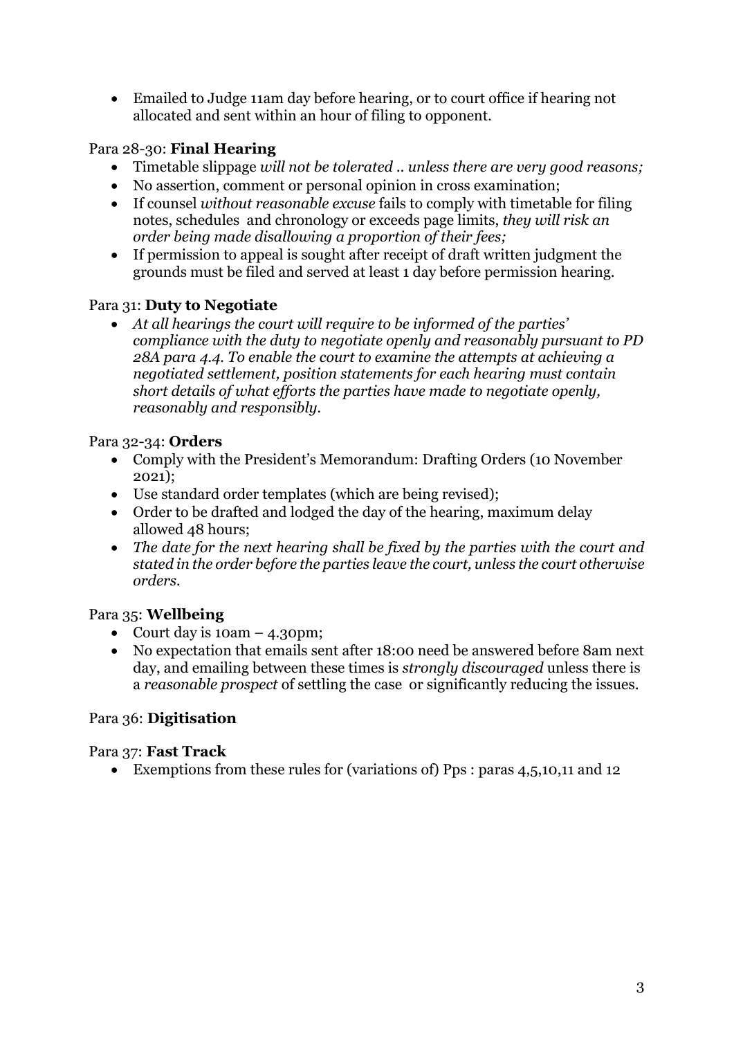- Emailed to Judge 11am day before hearing, or to court office if hearing not allocated and sent within an hour of filing to opponent.

Para 28-30: **Final Hearing**

- Timetable slippage *will not be tolerated .. unless there are very good reasons;*
- No assertion, comment or personal opinion in cross examination;
- If counsel *without reasonable excuse* fails to comply with timetable for filing notes, schedules and chronology or exceeds page limits, *they will risk an order being made disallowing a proportion of their fees;*
- If permission to appeal is sought after receipt of draft written judgment the grounds must be filed and served at least 1 day before permission hearing.

Para 31: **Duty to Negotiate**

- *At all hearings the court will require to be informed of the parties' compliance with the duty to negotiate openly and reasonably pursuant to PD 28A para 4.4. To enable the court to examine the attempts at achieving a negotiated settlement, position statements for each hearing must contain short details of what efforts the parties have made to negotiate openly, reasonably and responsibly.*

Para 32-34: **Orders**

- Comply with the President's Memorandum: Drafting Orders (10 November 2021);
- Use standard order templates (which are being revised);
- Order to be drafted and lodged the day of the hearing, maximum delay allowed 48 hours;
- *The date for the next hearing shall be fixed by the parties with the court and stated in the order before the parties leave the court, unless the court otherwise orders.*

Para 35: **Wellbeing**

- Court day is 10am – 4.30pm;
- No expectation that emails sent after 18:00 need be answered before 8am next day, and emailing between these times is *strongly discouraged* unless there is a *reasonable prospect* of settling the case or significantly reducing the issues.

Para 36: **Digitisation**

Para 37: **Fast Track**

- Exemptions from these rules for (variations of) Pps : paras 4,5,10,11 and 12